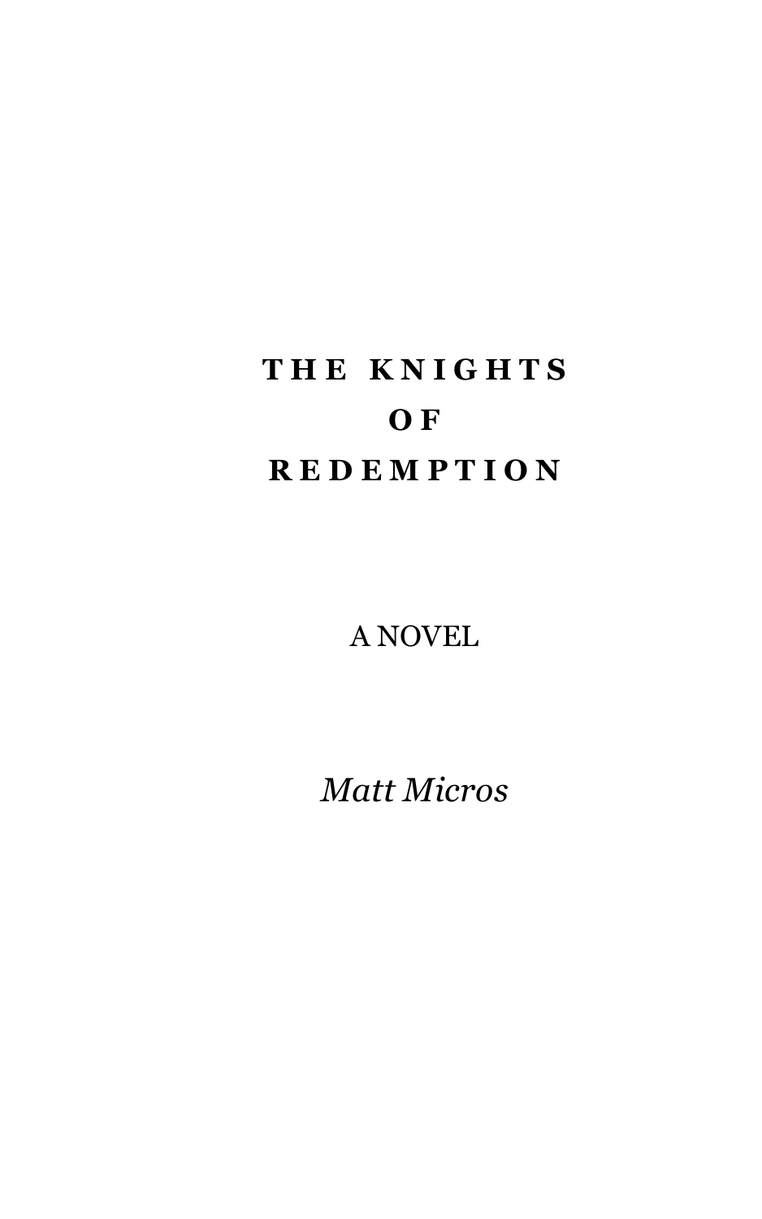# THE KNIGHTS OF REDEMPTION

A NOVEL

*Matt Micros*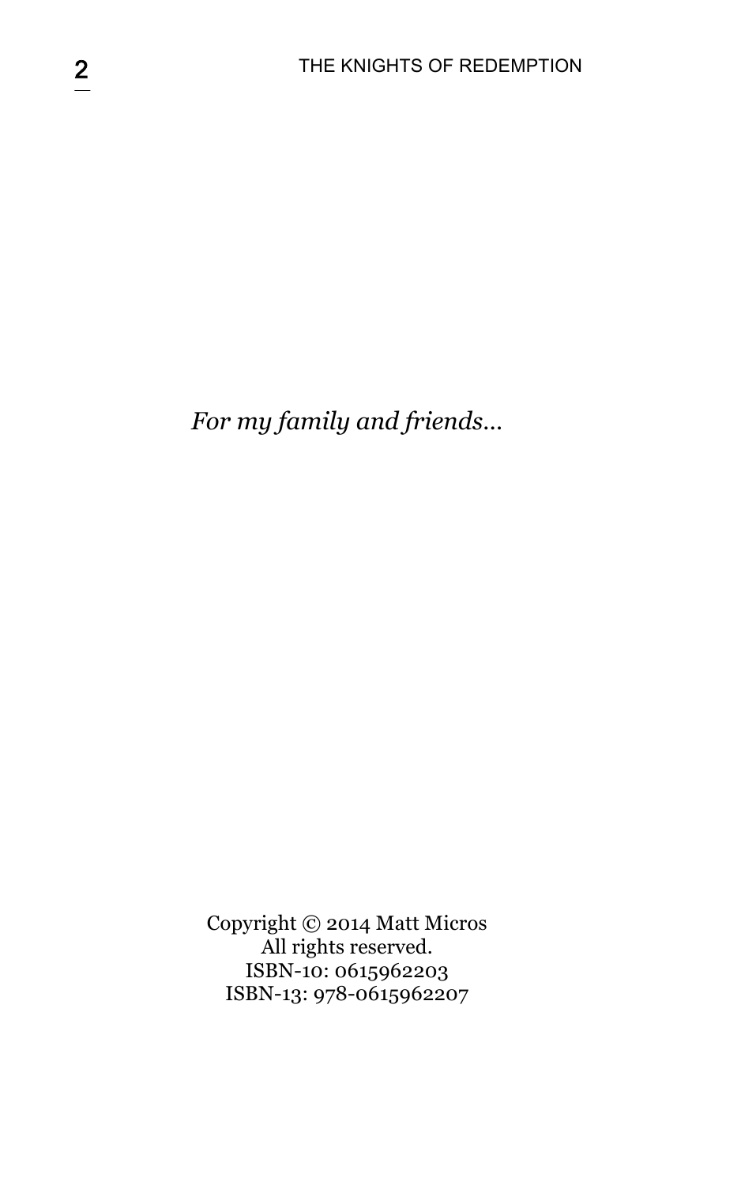*For my family and friends…*

Copyright © 2014 Matt Micros
All rights reserved.
ISBN-10: 0615962203
ISBN-13: 978-0615962207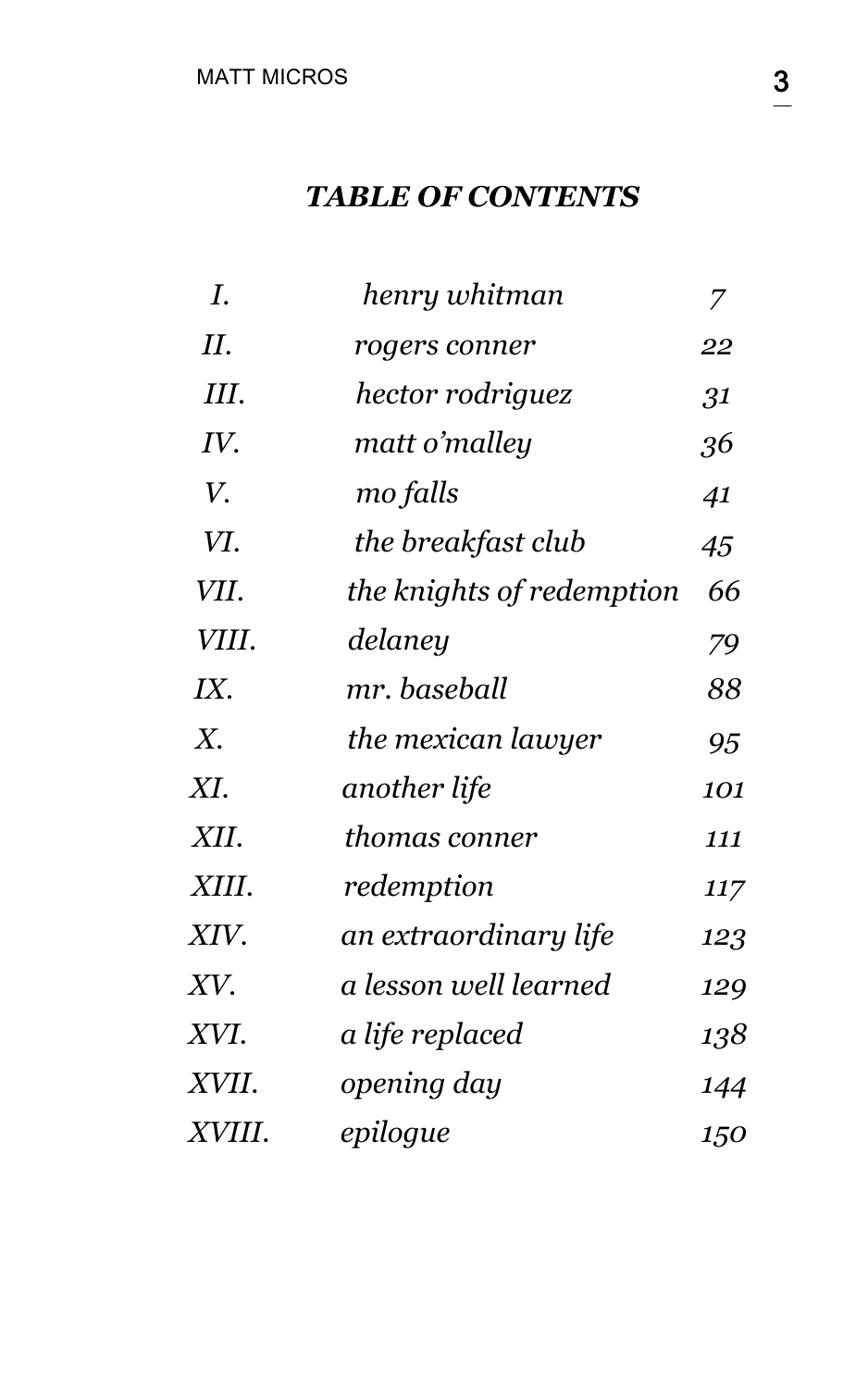## ***TABLE OF CONTENTS***

| | | |
|---|---|---|
| *I.* | *henry whitman* | *7* |
| *II.* | *rogers conner* | *22* |
| *III.* | *hector rodriguez* | *31* |
| *IV.* | *matt o'malley* | *36* |
| *V.* | *mo falls* | *41* |
| *VI.* | *the breakfast club* | *45* |
| *VII.* | *the knights of redemption* | *66* |
| *VIII.* | *delaney* | *79* |
| *IX.* | *mr. baseball* | *88* |
| *X.* | *the mexican lawyer* | *95* |
| *XI.* | *another life* | *101* |
| *XII.* | *thomas conner* | *111* |
| *XIII.* | *redemption* | *117* |
| *XIV.* | *an extraordinary life* | *123* |
| *XV.* | *a lesson well learned* | *129* |
| *XVI.* | *a life replaced* | *138* |
| *XVII.* | *opening day* | *144* |
| *XVIII.* | *epilogue* | *150* |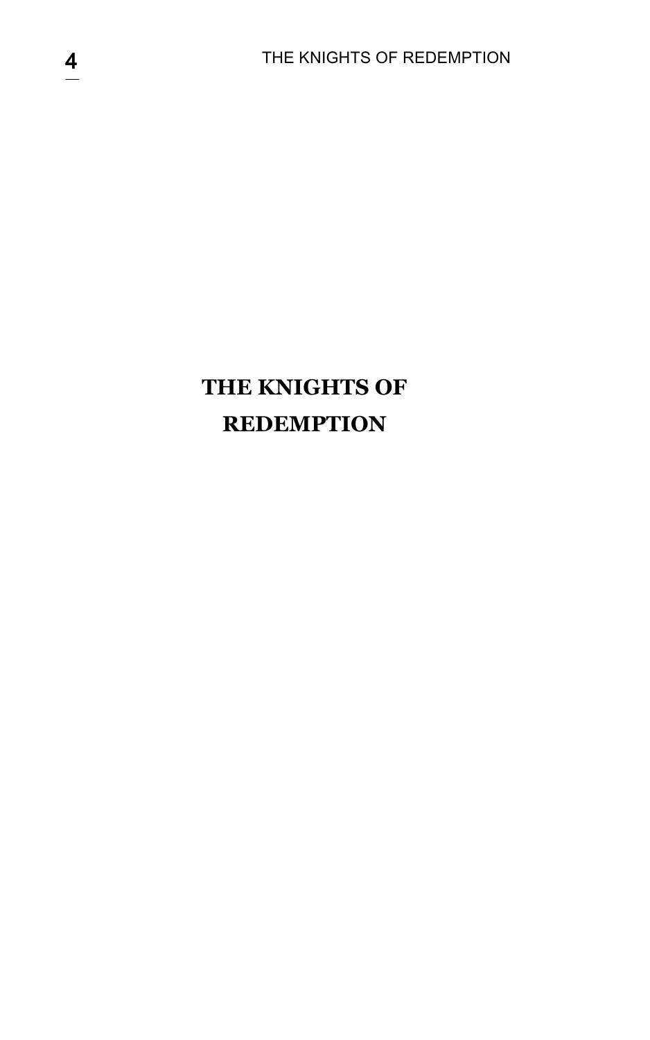# THE KNIGHTS OF REDEMPTION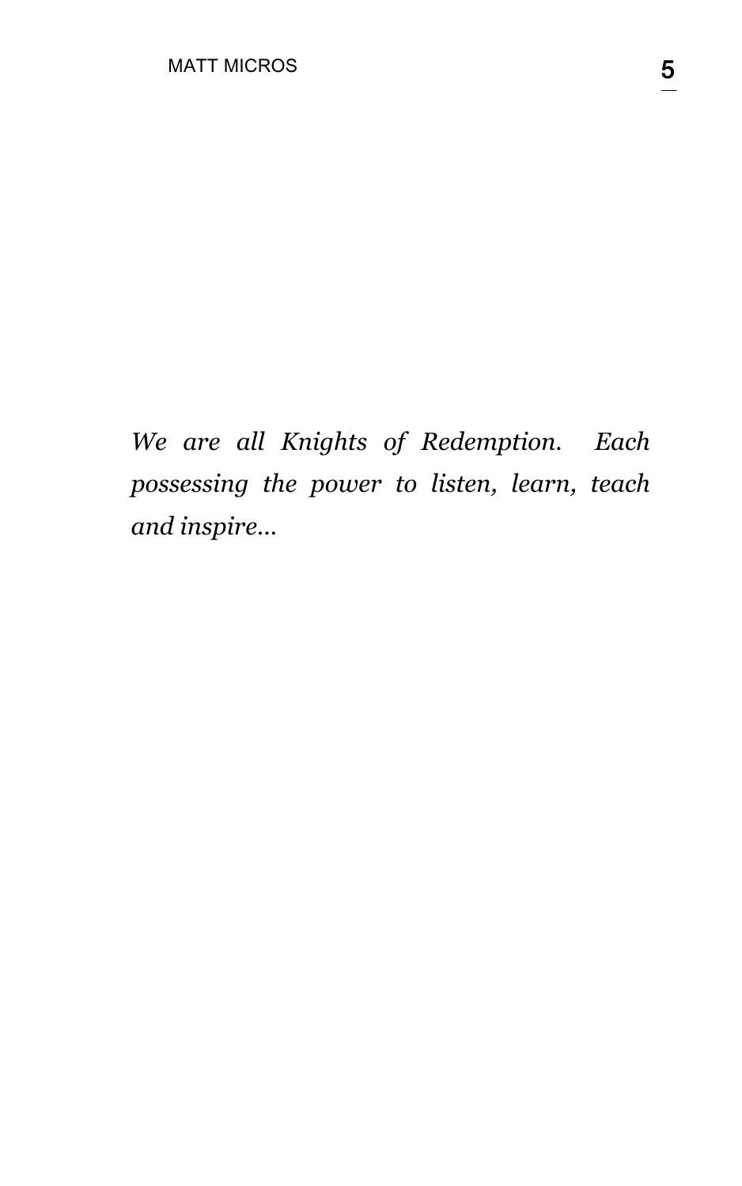*We are all Knights of Redemption. Each possessing the power to listen, learn, teach and inspire...*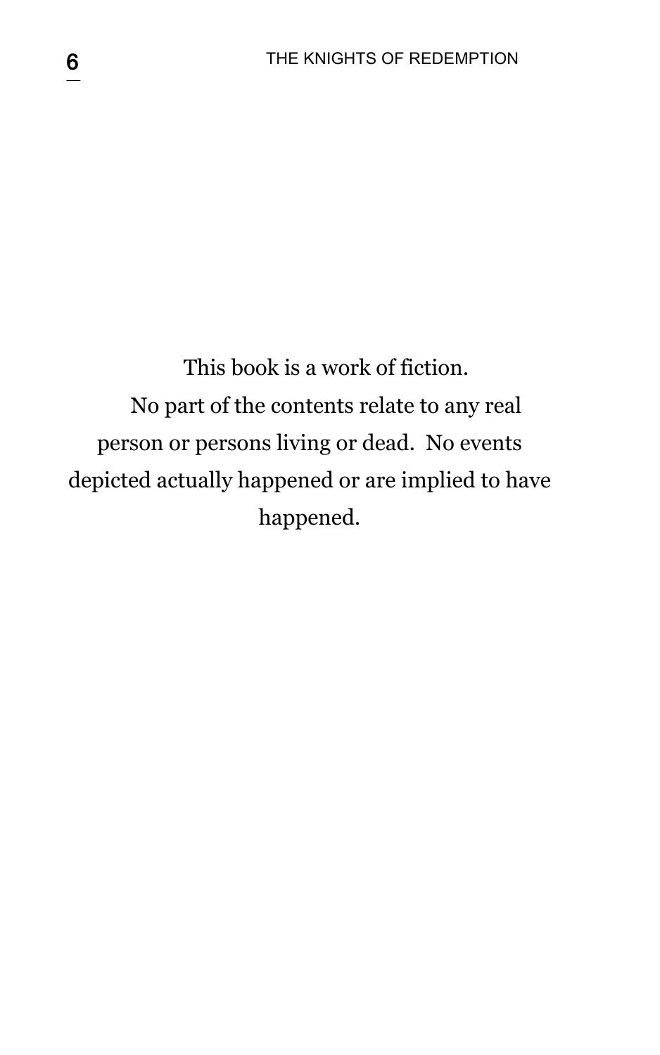This book is a work of fiction.

No part of the contents relate to any real person or persons living or dead. No events depicted actually happened or are implied to have happened.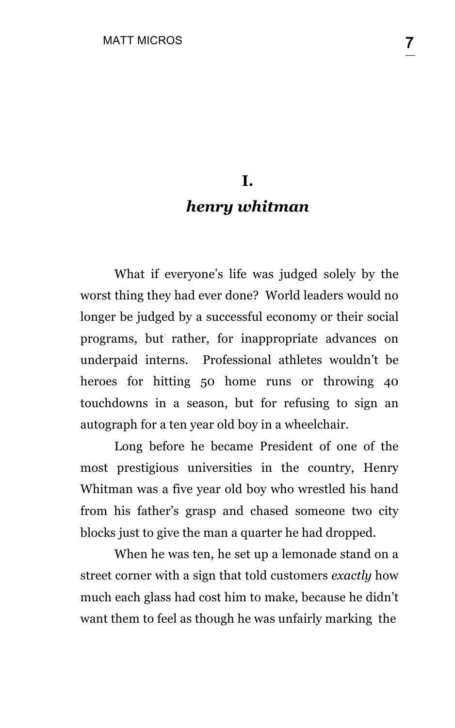# I.
## *henry whitman*

What if everyone's life was judged solely by the worst thing they had ever done? World leaders would no longer be judged by a successful economy or their social programs, but rather, for inappropriate advances on underpaid interns. Professional athletes wouldn't be heroes for hitting 50 home runs or throwing 40 touchdowns in a season, but for refusing to sign an autograph for a ten year old boy in a wheelchair.

Long before he became President of one of the most prestigious universities in the country, Henry Whitman was a five year old boy who wrestled his hand from his father's grasp and chased someone two city blocks just to give the man a quarter he had dropped.

When he was ten, he set up a lemonade stand on a street corner with a sign that told customers *exactly* how much each glass had cost him to make, because he didn't want them to feel as though he was unfairly marking the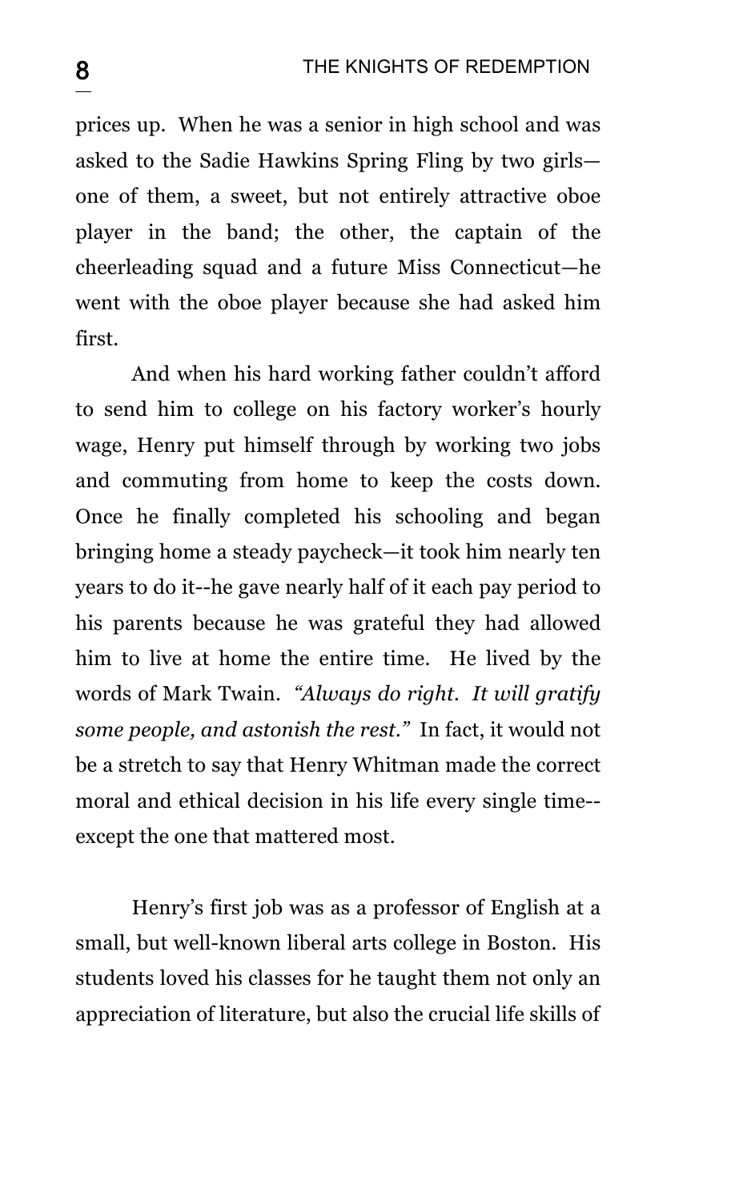prices up. When he was a senior in high school and was asked to the Sadie Hawkins Spring Fling by two girls—one of them, a sweet, but not entirely attractive oboe player in the band; the other, the captain of the cheerleading squad and a future Miss Connecticut—he went with the oboe player because she had asked him first.

And when his hard working father couldn't afford to send him to college on his factory worker's hourly wage, Henry put himself through by working two jobs and commuting from home to keep the costs down. Once he finally completed his schooling and began bringing home a steady paycheck—it took him nearly ten years to do it--he gave nearly half of it each pay period to his parents because he was grateful they had allowed him to live at home the entire time. He lived by the words of Mark Twain. *"Always do right. It will gratify some people, and astonish the rest."* In fact, it would not be a stretch to say that Henry Whitman made the correct moral and ethical decision in his life every single time--except the one that mattered most.

Henry's first job was as a professor of English at a small, but well-known liberal arts college in Boston. His students loved his classes for he taught them not only an appreciation of literature, but also the crucial life skills of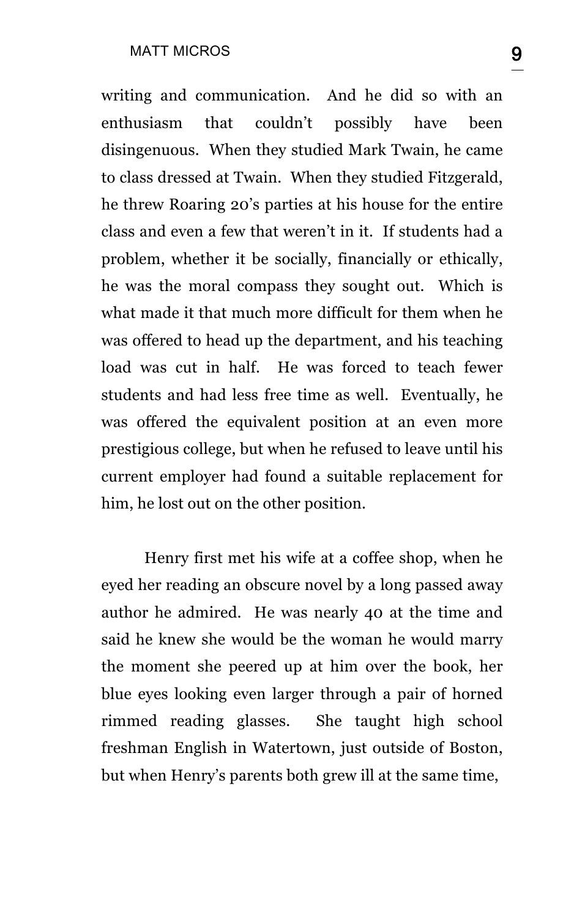writing and communication. And he did so with an enthusiasm that couldn't possibly have been disingenuous. When they studied Mark Twain, he came to class dressed at Twain. When they studied Fitzgerald, he threw Roaring 20's parties at his house for the entire class and even a few that weren't in it. If students had a problem, whether it be socially, financially or ethically, he was the moral compass they sought out. Which is what made it that much more difficult for them when he was offered to head up the department, and his teaching load was cut in half. He was forced to teach fewer students and had less free time as well. Eventually, he was offered the equivalent position at an even more prestigious college, but when he refused to leave until his current employer had found a suitable replacement for him, he lost out on the other position.

Henry first met his wife at a coffee shop, when he eyed her reading an obscure novel by a long passed away author he admired. He was nearly 40 at the time and said he knew she would be the woman he would marry the moment she peered up at him over the book, her blue eyes looking even larger through a pair of horned rimmed reading glasses. She taught high school freshman English in Watertown, just outside of Boston, but when Henry's parents both grew ill at the same time,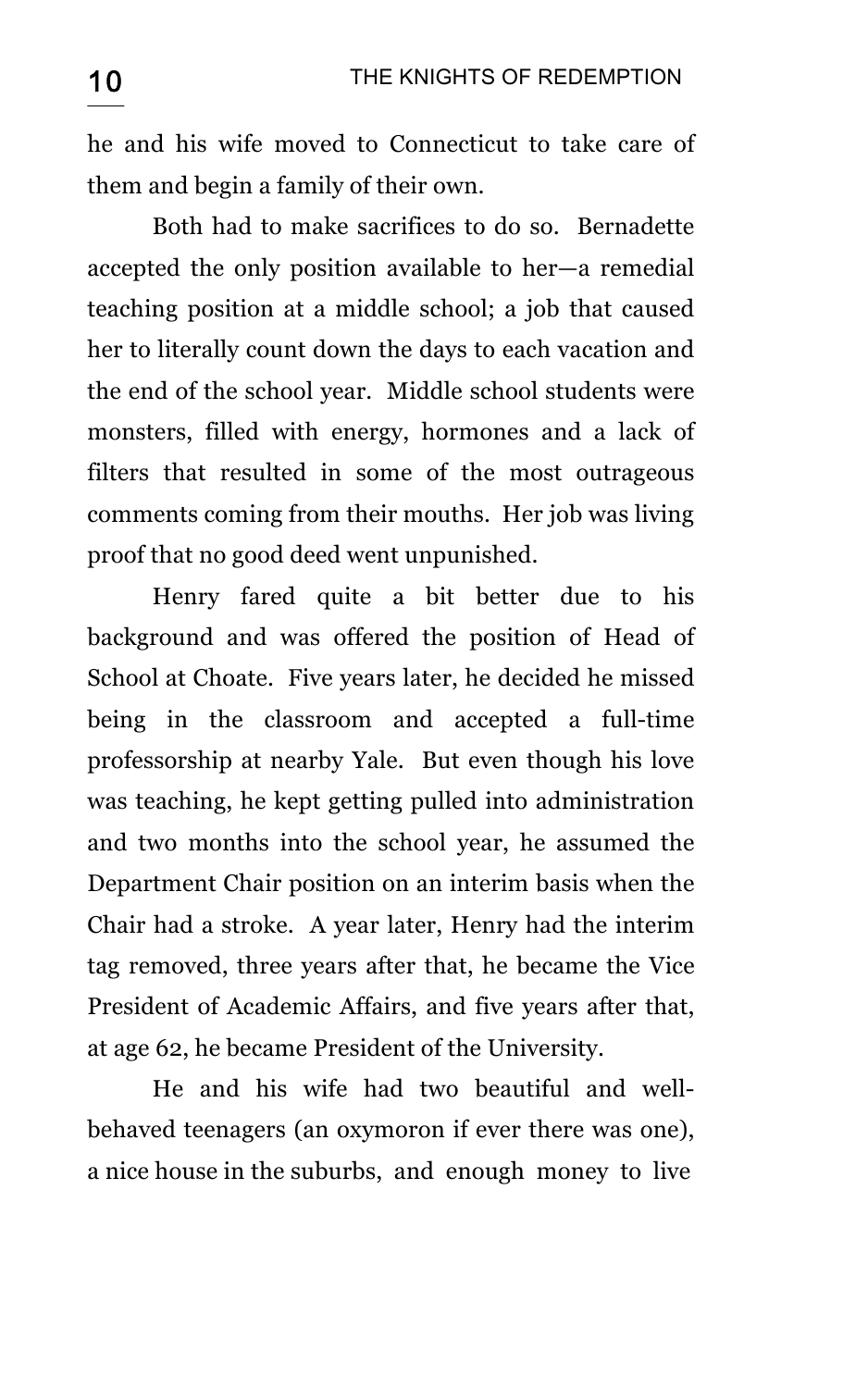he and his wife moved to Connecticut to take care of them and begin a family of their own.

Both had to make sacrifices to do so. Bernadette accepted the only position available to her—a remedial teaching position at a middle school; a job that caused her to literally count down the days to each vacation and the end of the school year. Middle school students were monsters, filled with energy, hormones and a lack of filters that resulted in some of the most outrageous comments coming from their mouths. Her job was living proof that no good deed went unpunished.

Henry fared quite a bit better due to his background and was offered the position of Head of School at Choate. Five years later, he decided he missed being in the classroom and accepted a full-time professorship at nearby Yale. But even though his love was teaching, he kept getting pulled into administration and two months into the school year, he assumed the Department Chair position on an interim basis when the Chair had a stroke. A year later, Henry had the interim tag removed, three years after that, he became the Vice President of Academic Affairs, and five years after that, at age 62, he became President of the University.

He and his wife had two beautiful and well-behaved teenagers (an oxymoron if ever there was one), a nice house in the suburbs, and enough money to live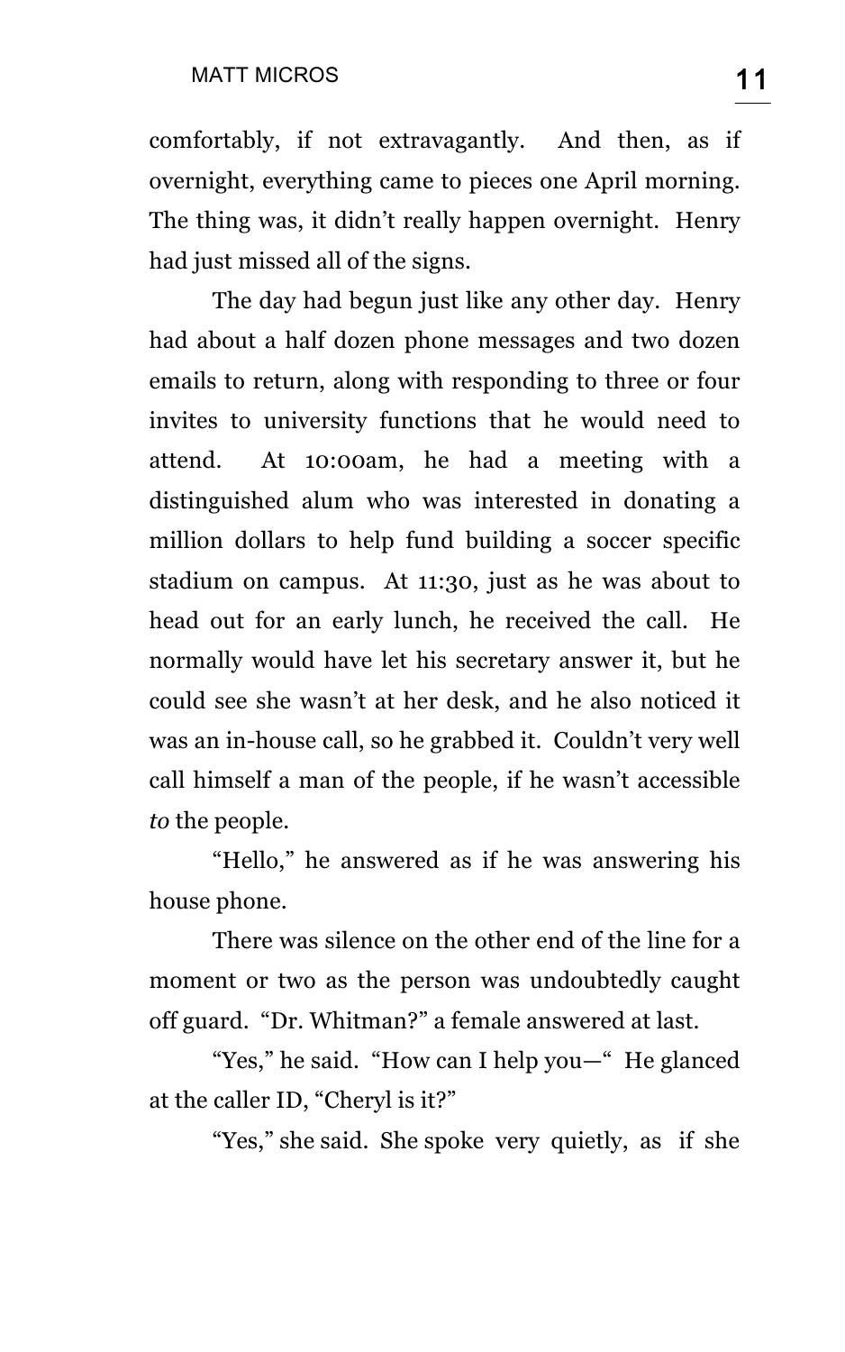comfortably, if not extravagantly. And then, as if overnight, everything came to pieces one April morning. The thing was, it didn't really happen overnight. Henry had just missed all of the signs.

The day had begun just like any other day. Henry had about a half dozen phone messages and two dozen emails to return, along with responding to three or four invites to university functions that he would need to attend. At 10:00am, he had a meeting with a distinguished alum who was interested in donating a million dollars to help fund building a soccer specific stadium on campus. At 11:30, just as he was about to head out for an early lunch, he received the call. He normally would have let his secretary answer it, but he could see she wasn't at her desk, and he also noticed it was an in-house call, so he grabbed it. Couldn't very well call himself a man of the people, if he wasn't accessible *to* the people.

"Hello," he answered as if he was answering his house phone.

There was silence on the other end of the line for a moment or two as the person was undoubtedly caught off guard. "Dr. Whitman?" a female answered at last.

"Yes," he said. "How can I help you—" He glanced at the caller ID, "Cheryl is it?"

"Yes," she said. She spoke very quietly, as if she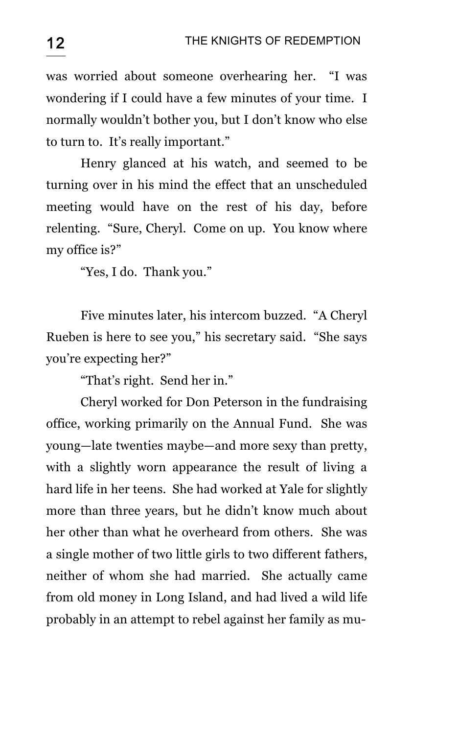was worried about someone overhearing her. "I was wondering if I could have a few minutes of your time. I normally wouldn't bother you, but I don't know who else to turn to. It's really important."

Henry glanced at his watch, and seemed to be turning over in his mind the effect that an unscheduled meeting would have on the rest of his day, before relenting. "Sure, Cheryl. Come on up. You know where my office is?"

"Yes, I do. Thank you."

Five minutes later, his intercom buzzed. "A Cheryl Rueben is here to see you," his secretary said. "She says you're expecting her?"

"That's right. Send her in."

Cheryl worked for Don Peterson in the fundraising office, working primarily on the Annual Fund. She was young—late twenties maybe—and more sexy than pretty, with a slightly worn appearance the result of living a hard life in her teens. She had worked at Yale for slightly more than three years, but he didn't know much about her other than what he overheard from others. She was a single mother of two little girls to two different fathers, neither of whom she had married. She actually came from old money in Long Island, and had lived a wild life probably in an attempt to rebel against her family as mu-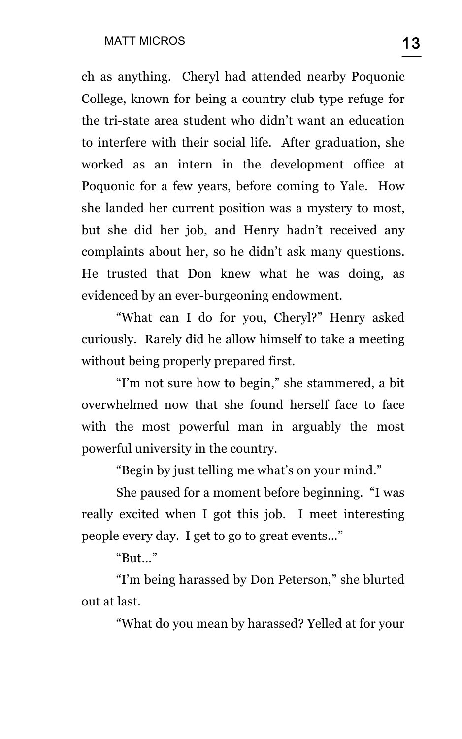ch as anything. Cheryl had attended nearby Poquonic College, known for being a country club type refuge for the tri-state area student who didn't want an education to interfere with their social life. After graduation, she worked as an intern in the development office at Poquonic for a few years, before coming to Yale. How she landed her current position was a mystery to most, but she did her job, and Henry hadn't received any complaints about her, so he didn't ask many questions. He trusted that Don knew what he was doing, as evidenced by an ever-burgeoning endowment.

"What can I do for you, Cheryl?" Henry asked curiously. Rarely did he allow himself to take a meeting without being properly prepared first.

"I'm not sure how to begin," she stammered, a bit overwhelmed now that she found herself face to face with the most powerful man in arguably the most powerful university in the country.

"Begin by just telling me what's on your mind."

She paused for a moment before beginning. "I was really excited when I got this job. I meet interesting people every day. I get to go to great events…"

"But…"

"I'm being harassed by Don Peterson," she blurted out at last.

"What do you mean by harassed? Yelled at for your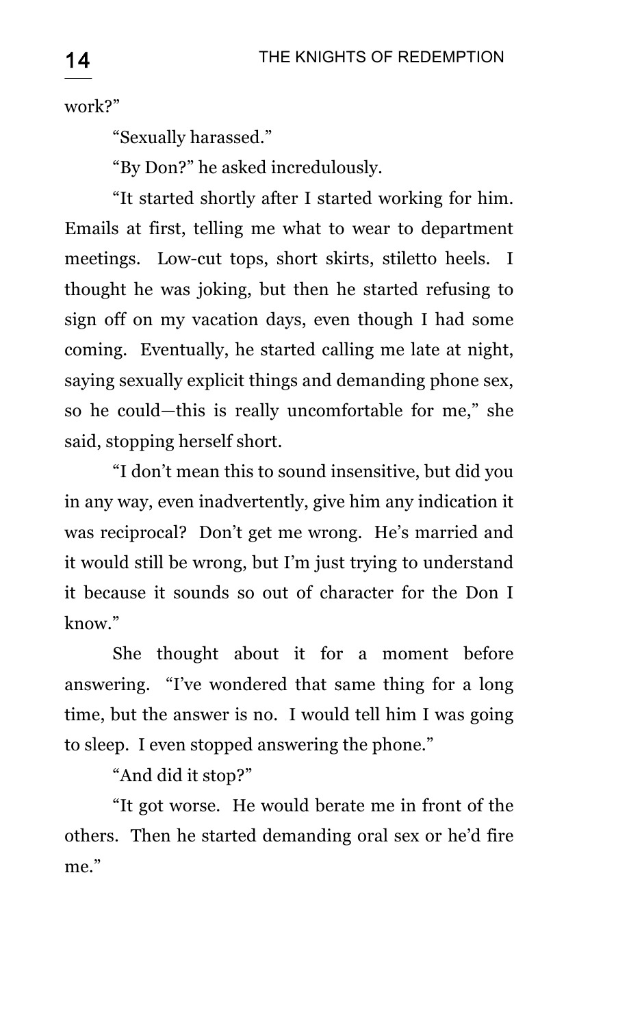work?"

"Sexually harassed."

"By Don?" he asked incredulously.

"It started shortly after I started working for him. Emails at first, telling me what to wear to department meetings. Low-cut tops, short skirts, stiletto heels. I thought he was joking, but then he started refusing to sign off on my vacation days, even though I had some coming. Eventually, he started calling me late at night, saying sexually explicit things and demanding phone sex, so he could—this is really uncomfortable for me," she said, stopping herself short.

"I don't mean this to sound insensitive, but did you in any way, even inadvertently, give him any indication it was reciprocal? Don't get me wrong. He's married and it would still be wrong, but I'm just trying to understand it because it sounds so out of character for the Don I know."

She thought about it for a moment before answering. "I've wondered that same thing for a long time, but the answer is no. I would tell him I was going to sleep. I even stopped answering the phone."

"And did it stop?"

"It got worse. He would berate me in front of the others. Then he started demanding oral sex or he'd fire me."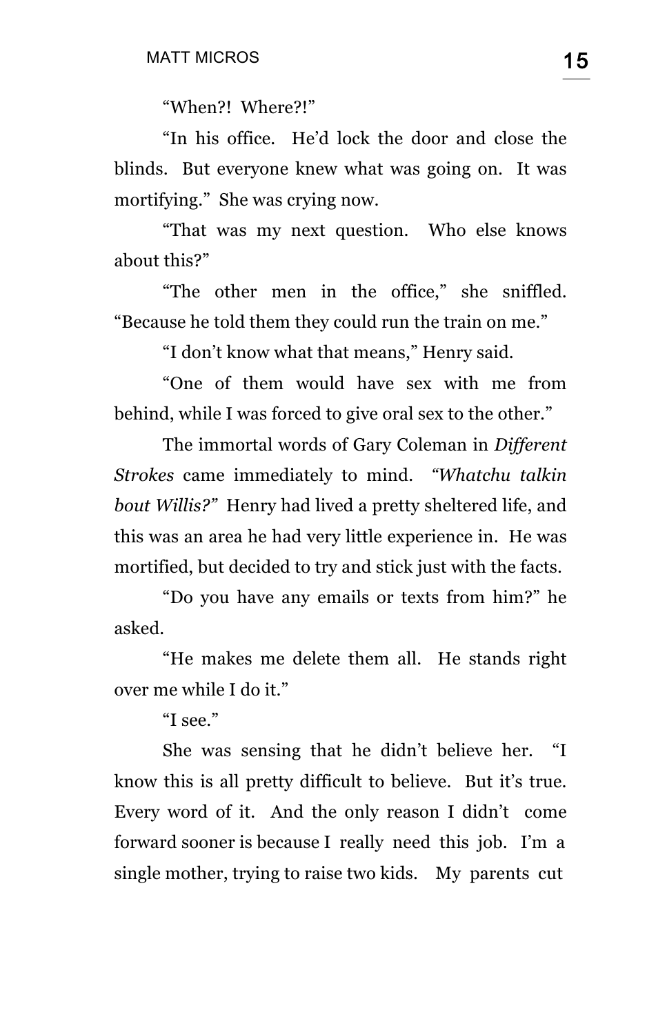"When?! Where?!"

"In his office. He'd lock the door and close the blinds. But everyone knew what was going on. It was mortifying." She was crying now.

"That was my next question. Who else knows about this?"

"The other men in the office," she sniffled. "Because he told them they could run the train on me."

"I don't know what that means," Henry said.

"One of them would have sex with me from behind, while I was forced to give oral sex to the other."

The immortal words of Gary Coleman in *Different Strokes* came immediately to mind. *"Whatchu talkin bout Willis?"* Henry had lived a pretty sheltered life, and this was an area he had very little experience in. He was mortified, but decided to try and stick just with the facts.

"Do you have any emails or texts from him?" he asked.

"He makes me delete them all. He stands right over me while I do it."

"I see."

She was sensing that he didn't believe her. "I know this is all pretty difficult to believe. But it's true. Every word of it. And the only reason I didn't come forward sooner is because I really need this job. I'm a single mother, trying to raise two kids. My parents cut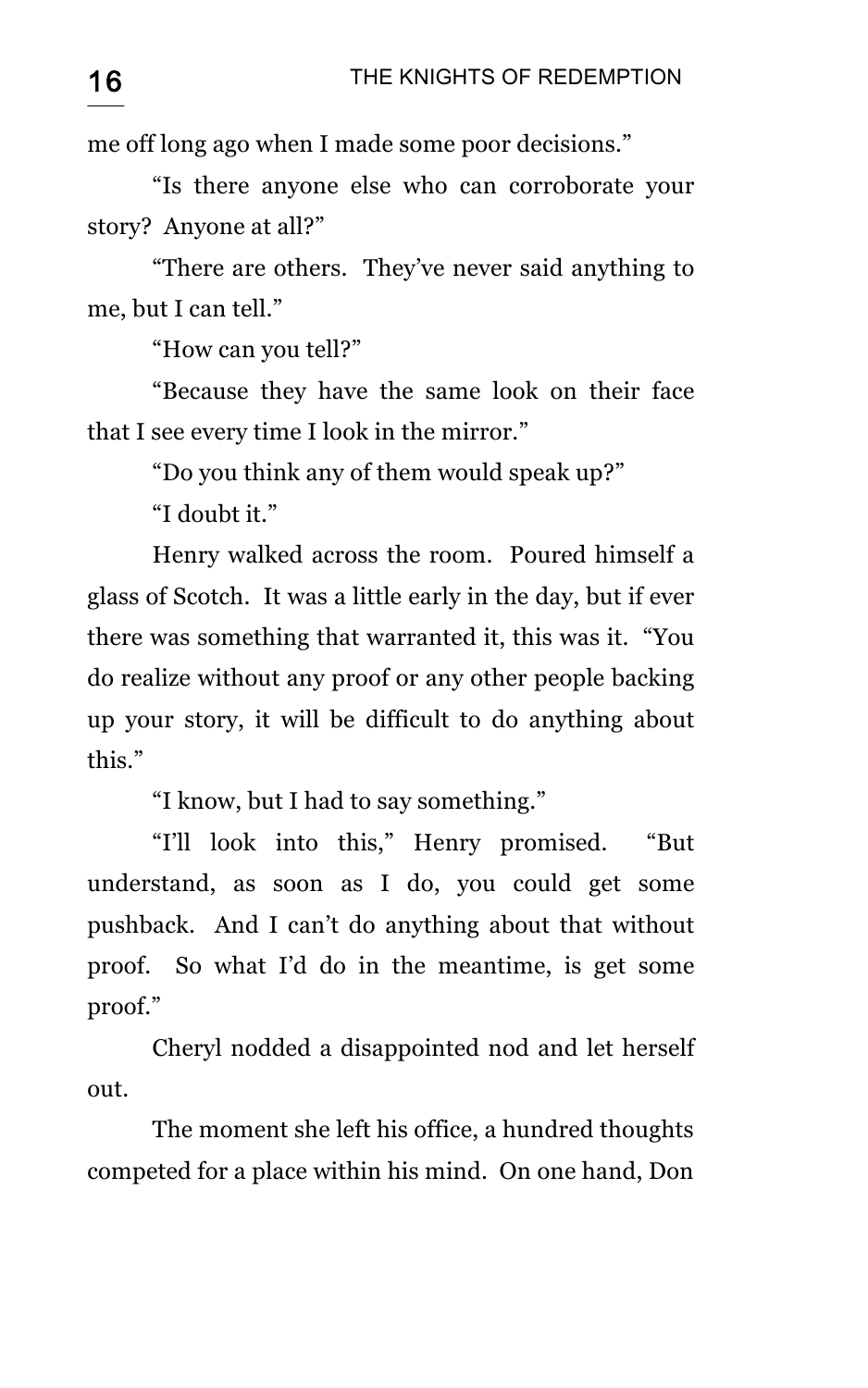me off long ago when I made some poor decisions."

"Is there anyone else who can corroborate your story? Anyone at all?"

"There are others. They've never said anything to me, but I can tell."

"How can you tell?"

"Because they have the same look on their face that I see every time I look in the mirror."

"Do you think any of them would speak up?"

"I doubt it."

Henry walked across the room. Poured himself a glass of Scotch. It was a little early in the day, but if ever there was something that warranted it, this was it. "You do realize without any proof or any other people backing up your story, it will be difficult to do anything about this."

"I know, but I had to say something."

"I'll look into this," Henry promised. "But understand, as soon as I do, you could get some pushback. And I can't do anything about that without proof. So what I'd do in the meantime, is get some proof."

Cheryl nodded a disappointed nod and let herself out.

The moment she left his office, a hundred thoughts competed for a place within his mind. On one hand, Don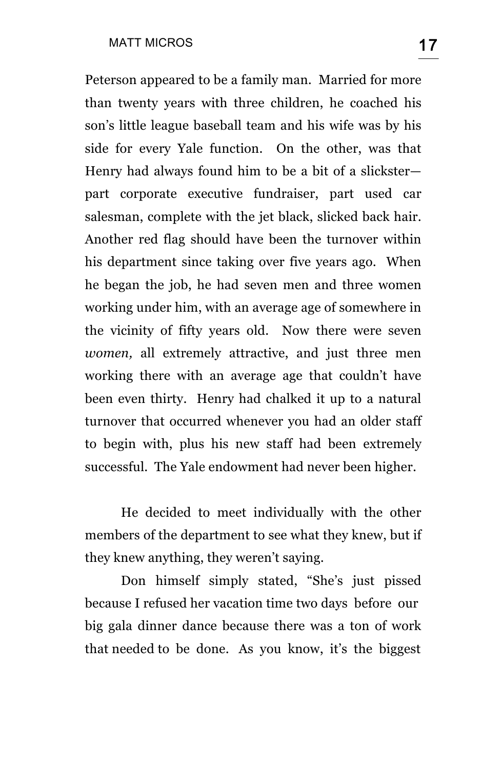Peterson appeared to be a family man. Married for more than twenty years with three children, he coached his son's little league baseball team and his wife was by his side for every Yale function. On the other, was that Henry had always found him to be a bit of a slickster—part corporate executive fundraiser, part used car salesman, complete with the jet black, slicked back hair. Another red flag should have been the turnover within his department since taking over five years ago. When he began the job, he had seven men and three women working under him, with an average age of somewhere in the vicinity of fifty years old. Now there were seven *women,* all extremely attractive, and just three men working there with an average age that couldn't have been even thirty. Henry had chalked it up to a natural turnover that occurred whenever you had an older staff to begin with, plus his new staff had been extremely successful. The Yale endowment had never been higher.

He decided to meet individually with the other members of the department to see what they knew, but if they knew anything, they weren't saying.

Don himself simply stated, "She's just pissed because I refused her vacation time two days before our big gala dinner dance because there was a ton of work that needed to be done. As you know, it's the biggest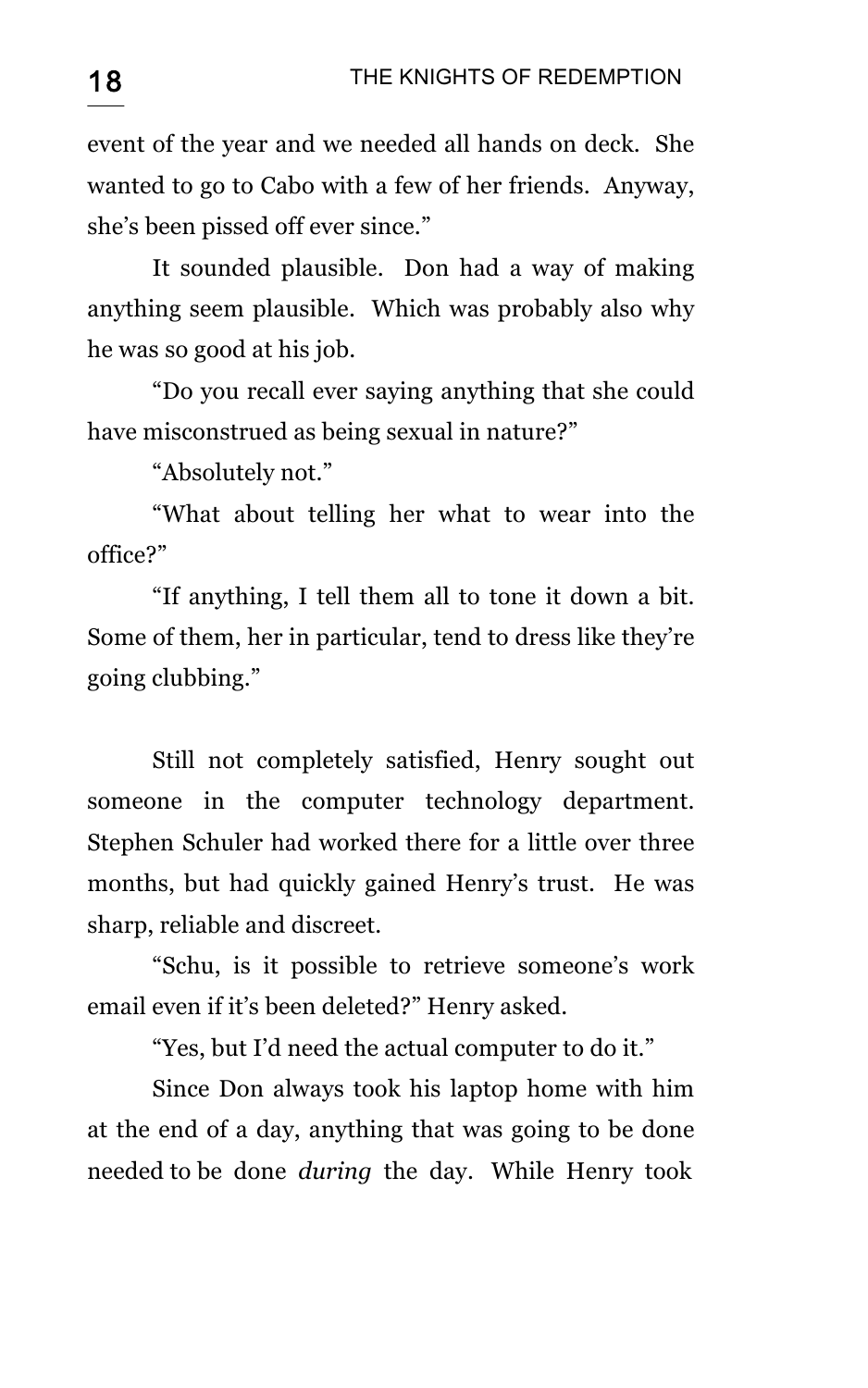event of the year and we needed all hands on deck. She wanted to go to Cabo with a few of her friends. Anyway, she's been pissed off ever since."

It sounded plausible. Don had a way of making anything seem plausible. Which was probably also why he was so good at his job.

"Do you recall ever saying anything that she could have misconstrued as being sexual in nature?"

"Absolutely not."

"What about telling her what to wear into the office?"

"If anything, I tell them all to tone it down a bit. Some of them, her in particular, tend to dress like they're going clubbing."

Still not completely satisfied, Henry sought out someone in the computer technology department. Stephen Schuler had worked there for a little over three months, but had quickly gained Henry's trust. He was sharp, reliable and discreet.

"Schu, is it possible to retrieve someone's work email even if it's been deleted?" Henry asked.

"Yes, but I'd need the actual computer to do it."

Since Don always took his laptop home with him at the end of a day, anything that was going to be done needed to be done *during* the day. While Henry took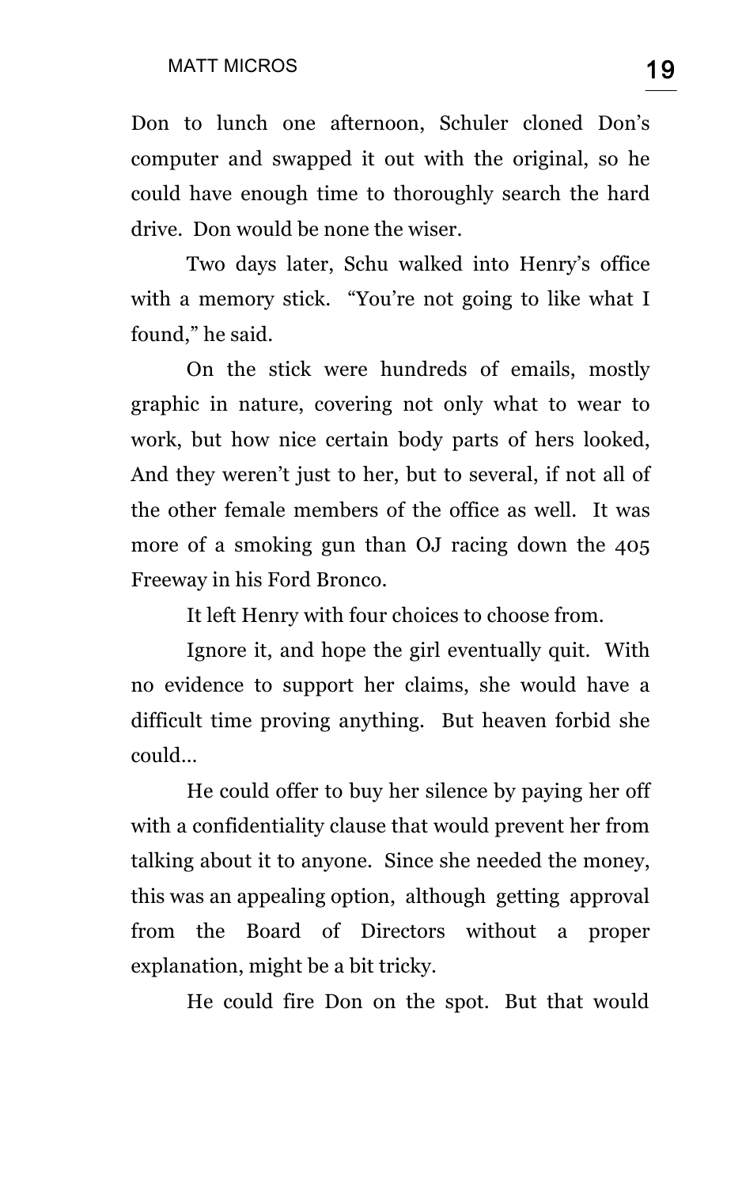Don to lunch one afternoon, Schuler cloned Don's computer and swapped it out with the original, so he could have enough time to thoroughly search the hard drive. Don would be none the wiser.

Two days later, Schu walked into Henry's office with a memory stick. "You're not going to like what I found," he said.

On the stick were hundreds of emails, mostly graphic in nature, covering not only what to wear to work, but how nice certain body parts of hers looked, And they weren't just to her, but to several, if not all of the other female members of the office as well. It was more of a smoking gun than OJ racing down the 405 Freeway in his Ford Bronco.

It left Henry with four choices to choose from.

Ignore it, and hope the girl eventually quit. With no evidence to support her claims, she would have a difficult time proving anything. But heaven forbid she could…

He could offer to buy her silence by paying her off with a confidentiality clause that would prevent her from talking about it to anyone. Since she needed the money, this was an appealing option, although getting approval from the Board of Directors without a proper explanation, might be a bit tricky.

He could fire Don on the spot. But that would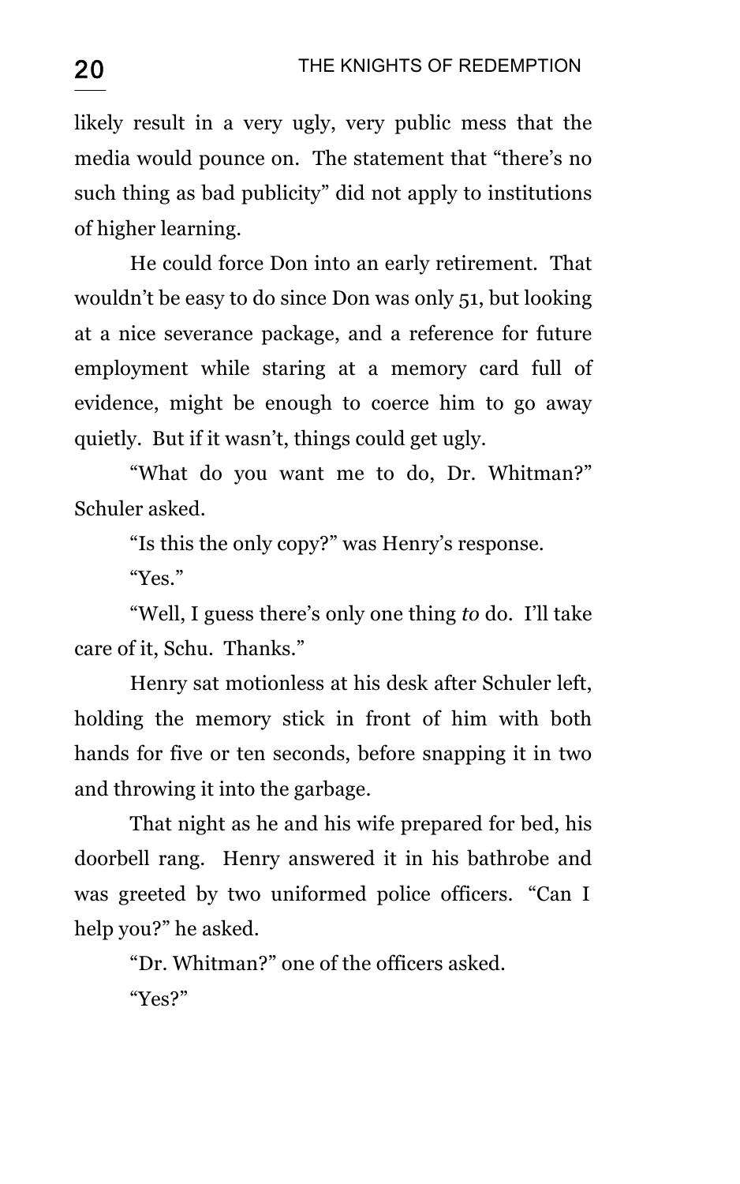likely result in a very ugly, very public mess that the media would pounce on. The statement that "there's no such thing as bad publicity" did not apply to institutions of higher learning.

He could force Don into an early retirement. That wouldn't be easy to do since Don was only 51, but looking at a nice severance package, and a reference for future employment while staring at a memory card full of evidence, might be enough to coerce him to go away quietly. But if it wasn't, things could get ugly.

"What do you want me to do, Dr. Whitman?" Schuler asked.

"Is this the only copy?" was Henry's response.

"Yes."

"Well, I guess there's only one thing *to* do. I'll take care of it, Schu. Thanks."

Henry sat motionless at his desk after Schuler left, holding the memory stick in front of him with both hands for five or ten seconds, before snapping it in two and throwing it into the garbage.

That night as he and his wife prepared for bed, his doorbell rang. Henry answered it in his bathrobe and was greeted by two uniformed police officers. "Can I help you?" he asked.

"Dr. Whitman?" one of the officers asked.

"Yes?"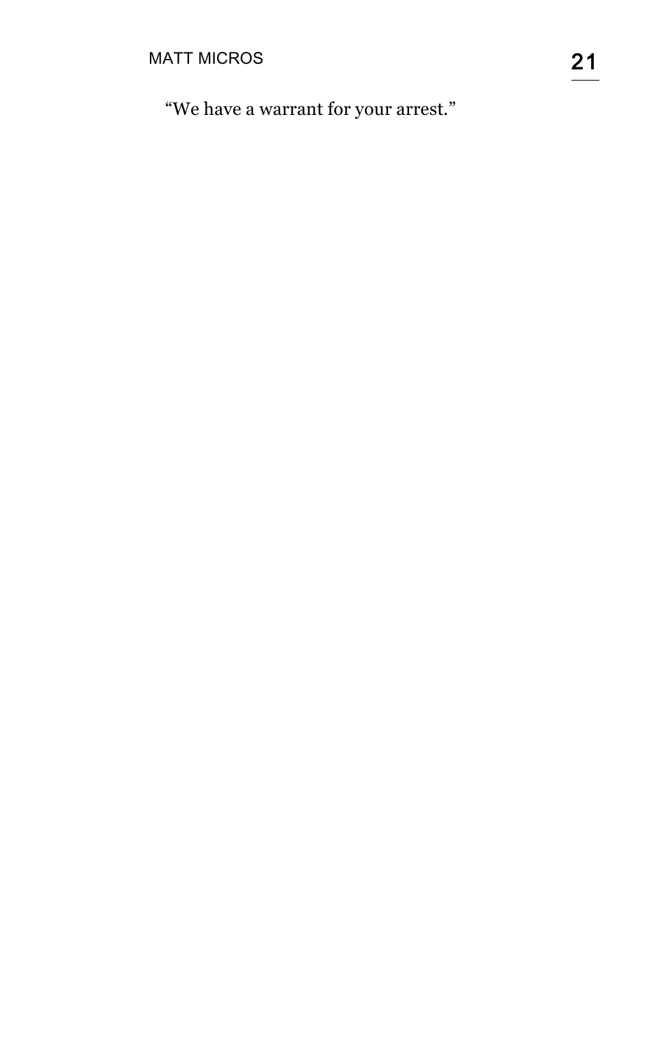"We have a warrant for your arrest."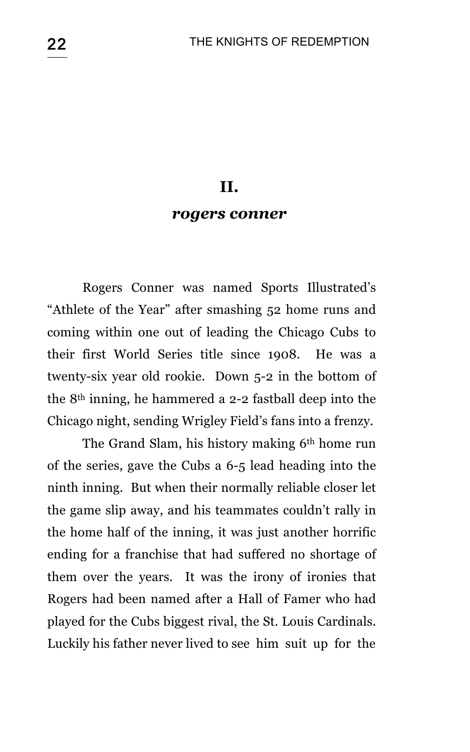## II.

### *rogers conner*

Rogers Conner was named Sports Illustrated's "Athlete of the Year" after smashing 52 home runs and coming within one out of leading the Chicago Cubs to their first World Series title since 1908. He was a twenty-six year old rookie. Down 5-2 in the bottom of the 8th inning, he hammered a 2-2 fastball deep into the Chicago night, sending Wrigley Field's fans into a frenzy.

The Grand Slam, his history making 6th home run of the series, gave the Cubs a 6-5 lead heading into the ninth inning. But when their normally reliable closer let the game slip away, and his teammates couldn't rally in the home half of the inning, it was just another horrific ending for a franchise that had suffered no shortage of them over the years. It was the irony of ironies that Rogers had been named after a Hall of Famer who had played for the Cubs biggest rival, the St. Louis Cardinals. Luckily his father never lived to see him suit up for the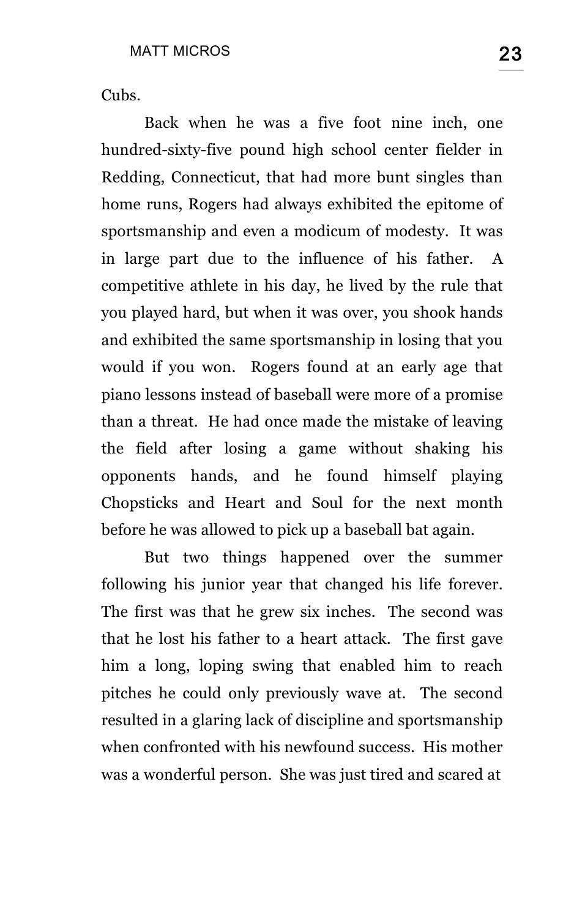Cubs.

Back when he was a five foot nine inch, one hundred-sixty-five pound high school center fielder in Redding, Connecticut, that had more bunt singles than home runs, Rogers had always exhibited the epitome of sportsmanship and even a modicum of modesty. It was in large part due to the influence of his father. A competitive athlete in his day, he lived by the rule that you played hard, but when it was over, you shook hands and exhibited the same sportsmanship in losing that you would if you won. Rogers found at an early age that piano lessons instead of baseball were more of a promise than a threat. He had once made the mistake of leaving the field after losing a game without shaking his opponents hands, and he found himself playing Chopsticks and Heart and Soul for the next month before he was allowed to pick up a baseball bat again.

But two things happened over the summer following his junior year that changed his life forever. The first was that he grew six inches. The second was that he lost his father to a heart attack. The first gave him a long, loping swing that enabled him to reach pitches he could only previously wave at. The second resulted in a glaring lack of discipline and sportsmanship when confronted with his newfound success. His mother was a wonderful person. She was just tired and scared at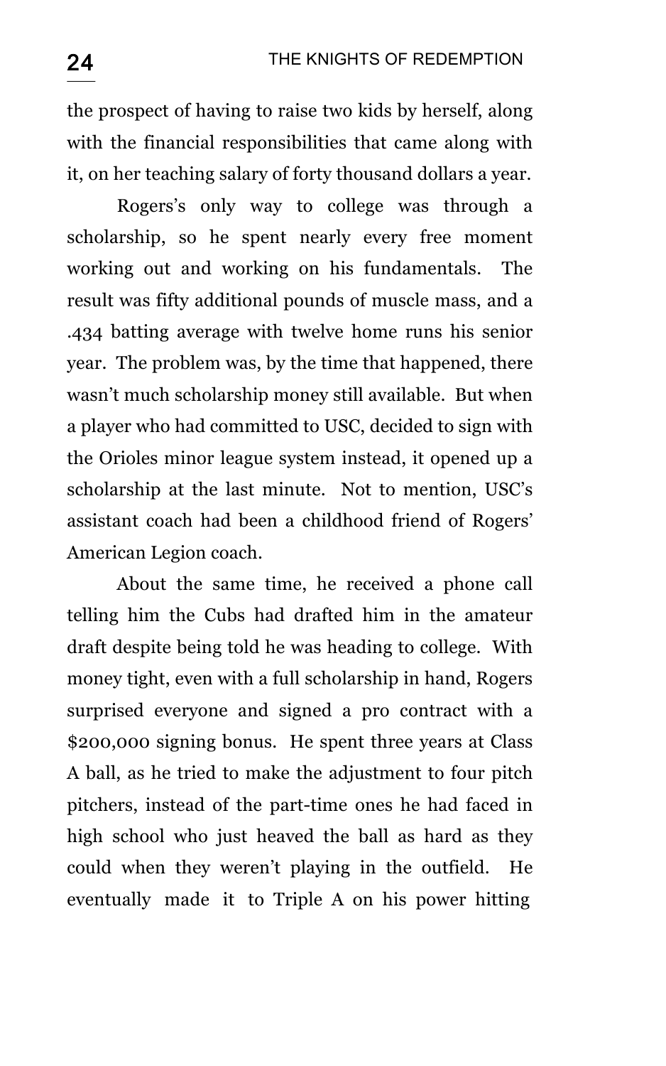the prospect of having to raise two kids by herself, along with the financial responsibilities that came along with it, on her teaching salary of forty thousand dollars a year.

Rogers's only way to college was through a scholarship, so he spent nearly every free moment working out and working on his fundamentals. The result was fifty additional pounds of muscle mass, and a .434 batting average with twelve home runs his senior year. The problem was, by the time that happened, there wasn't much scholarship money still available. But when a player who had committed to USC, decided to sign with the Orioles minor league system instead, it opened up a scholarship at the last minute. Not to mention, USC's assistant coach had been a childhood friend of Rogers' American Legion coach.

About the same time, he received a phone call telling him the Cubs had drafted him in the amateur draft despite being told he was heading to college. With money tight, even with a full scholarship in hand, Rogers surprised everyone and signed a pro contract with a $200,000 signing bonus. He spent three years at Class A ball, as he tried to make the adjustment to four pitch pitchers, instead of the part-time ones he had faced in high school who just heaved the ball as hard as they could when they weren't playing in the outfield. He eventually made it to Triple A on his power hitting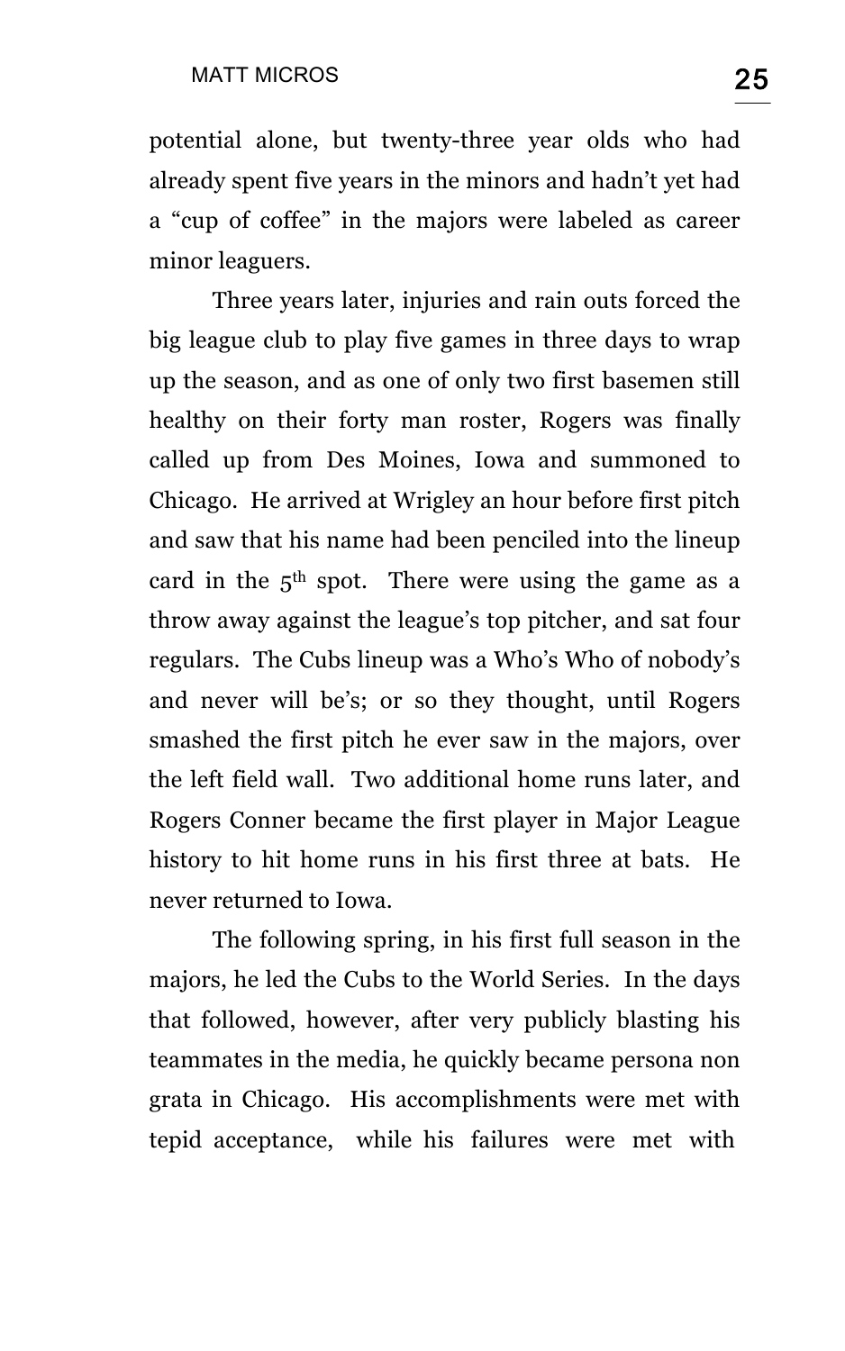potential alone, but twenty-three year olds who had already spent five years in the minors and hadn't yet had a "cup of coffee" in the majors were labeled as career minor leaguers.

Three years later, injuries and rain outs forced the big league club to play five games in three days to wrap up the season, and as one of only two first basemen still healthy on their forty man roster, Rogers was finally called up from Des Moines, Iowa and summoned to Chicago. He arrived at Wrigley an hour before first pitch and saw that his name had been penciled into the lineup card in the 5th spot. There were using the game as a throw away against the league's top pitcher, and sat four regulars. The Cubs lineup was a Who's Who of nobody's and never will be's; or so they thought, until Rogers smashed the first pitch he ever saw in the majors, over the left field wall. Two additional home runs later, and Rogers Conner became the first player in Major League history to hit home runs in his first three at bats. He never returned to Iowa.

The following spring, in his first full season in the majors, he led the Cubs to the World Series. In the days that followed, however, after very publicly blasting his teammates in the media, he quickly became persona non grata in Chicago. His accomplishments were met with tepid acceptance, while his failures were met with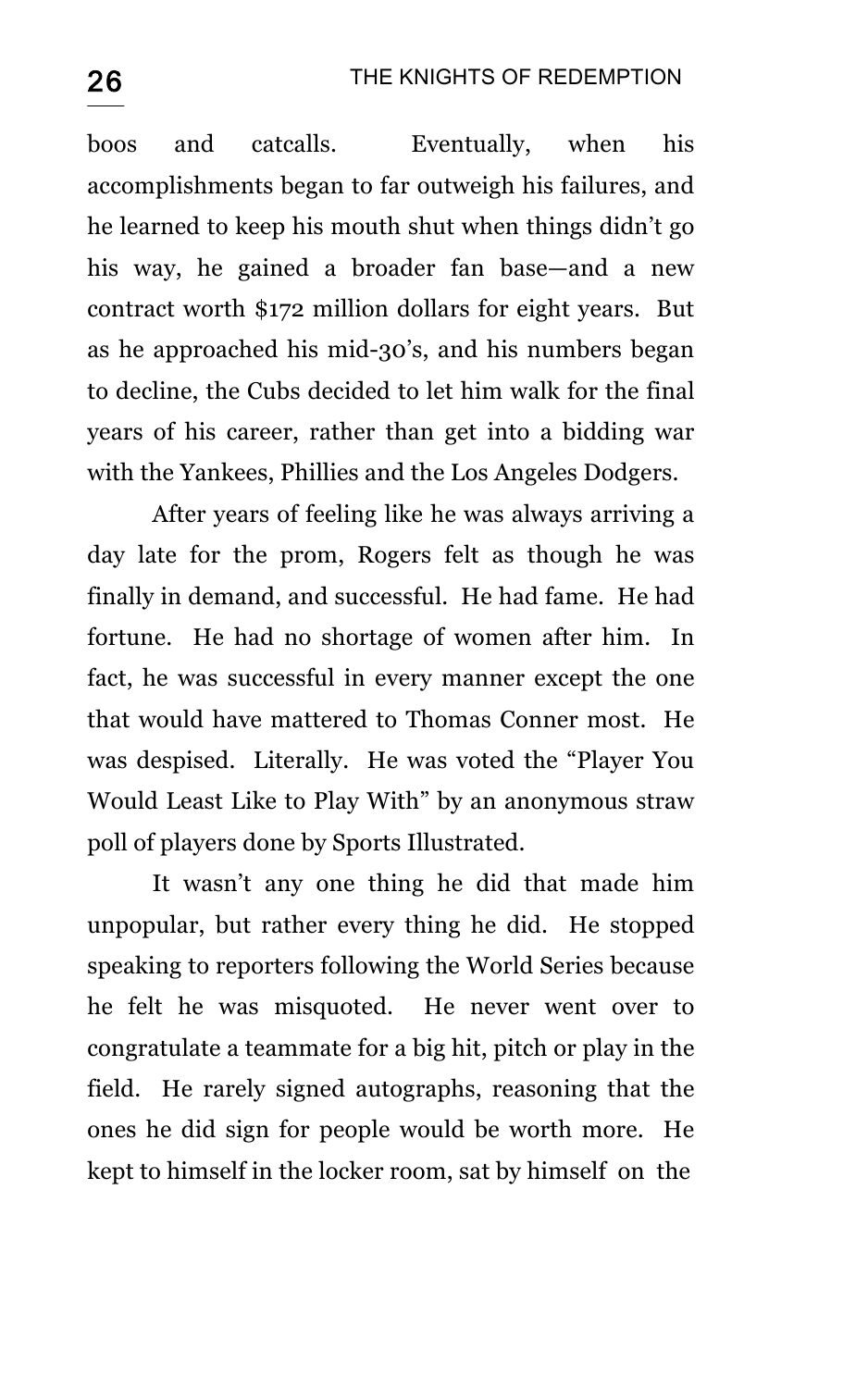boos and catcalls. Eventually, when his accomplishments began to far outweigh his failures, and he learned to keep his mouth shut when things didn't go his way, he gained a broader fan base—and a new contract worth $172 million dollars for eight years. But as he approached his mid-30's, and his numbers began to decline, the Cubs decided to let him walk for the final years of his career, rather than get into a bidding war with the Yankees, Phillies and the Los Angeles Dodgers.

After years of feeling like he was always arriving a day late for the prom, Rogers felt as though he was finally in demand, and successful. He had fame. He had fortune. He had no shortage of women after him. In fact, he was successful in every manner except the one that would have mattered to Thomas Conner most. He was despised. Literally. He was voted the "Player You Would Least Like to Play With" by an anonymous straw poll of players done by Sports Illustrated.

It wasn't any one thing he did that made him unpopular, but rather every thing he did. He stopped speaking to reporters following the World Series because he felt he was misquoted. He never went over to congratulate a teammate for a big hit, pitch or play in the field. He rarely signed autographs, reasoning that the ones he did sign for people would be worth more. He kept to himself in the locker room, sat by himself on the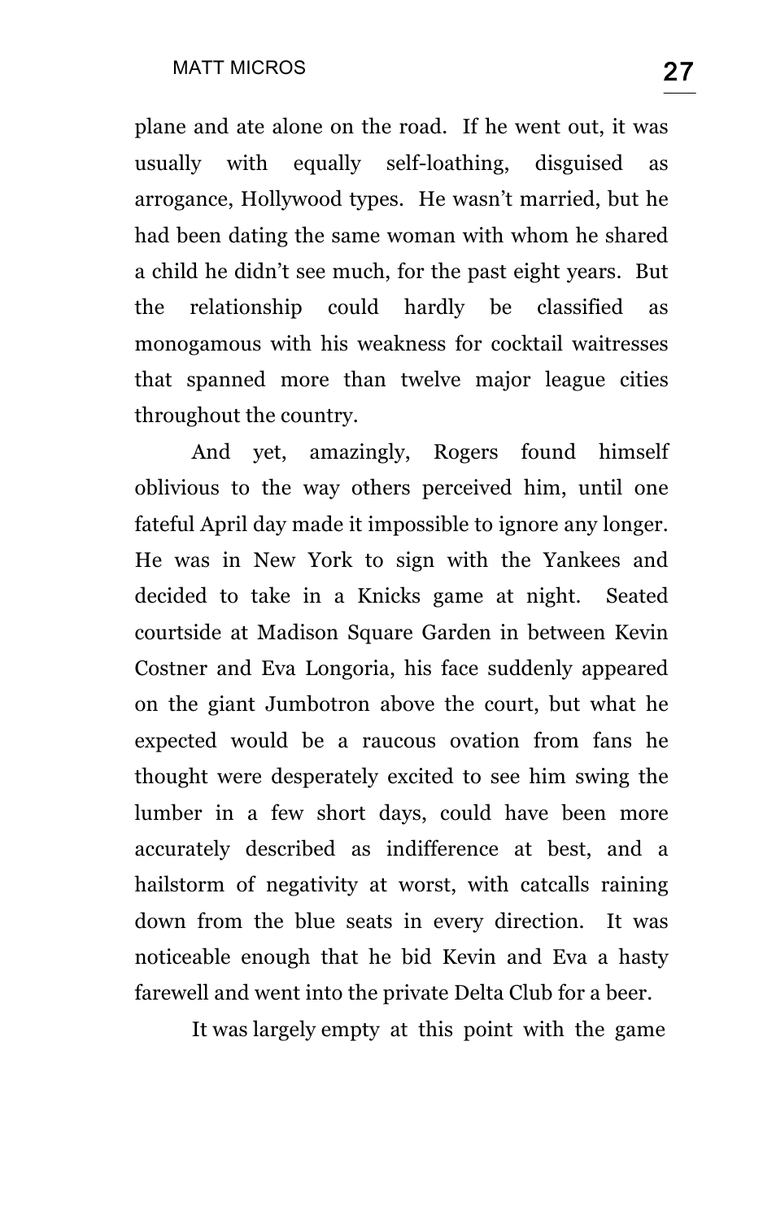plane and ate alone on the road. If he went out, it was usually with equally self-loathing, disguised as arrogance, Hollywood types. He wasn't married, but he had been dating the same woman with whom he shared a child he didn't see much, for the past eight years. But the relationship could hardly be classified as monogamous with his weakness for cocktail waitresses that spanned more than twelve major league cities throughout the country.

And yet, amazingly, Rogers found himself oblivious to the way others perceived him, until one fateful April day made it impossible to ignore any longer. He was in New York to sign with the Yankees and decided to take in a Knicks game at night. Seated courtside at Madison Square Garden in between Kevin Costner and Eva Longoria, his face suddenly appeared on the giant Jumbotron above the court, but what he expected would be a raucous ovation from fans he thought were desperately excited to see him swing the lumber in a few short days, could have been more accurately described as indifference at best, and a hailstorm of negativity at worst, with catcalls raining down from the blue seats in every direction. It was noticeable enough that he bid Kevin and Eva a hasty farewell and went into the private Delta Club for a beer.

It was largely empty at this point with the game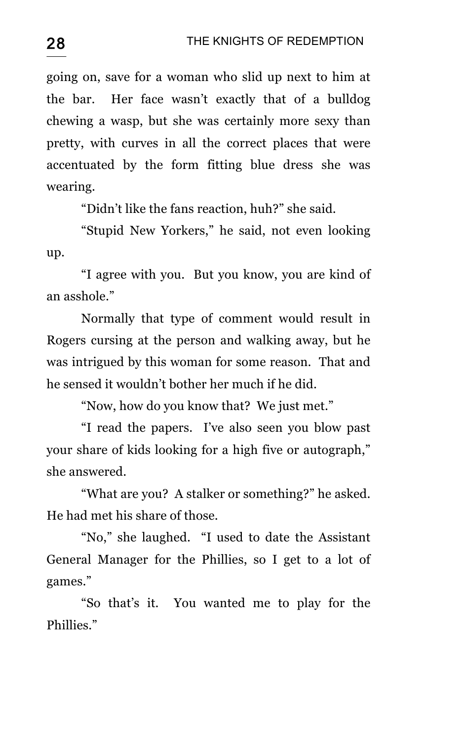going on, save for a woman who slid up next to him at the bar. Her face wasn't exactly that of a bulldog chewing a wasp, but she was certainly more sexy than pretty, with curves in all the correct places that were accentuated by the form fitting blue dress she was wearing.

"Didn't like the fans reaction, huh?" she said.

"Stupid New Yorkers," he said, not even looking up.

"I agree with you. But you know, you are kind of an asshole."

Normally that type of comment would result in Rogers cursing at the person and walking away, but he was intrigued by this woman for some reason. That and he sensed it wouldn't bother her much if he did.

"Now, how do you know that? We just met."

"I read the papers. I've also seen you blow past your share of kids looking for a high five or autograph," she answered.

"What are you? A stalker or something?" he asked. He had met his share of those.

"No," she laughed. "I used to date the Assistant General Manager for the Phillies, so I get to a lot of games."

"So that's it. You wanted me to play for the Phillies."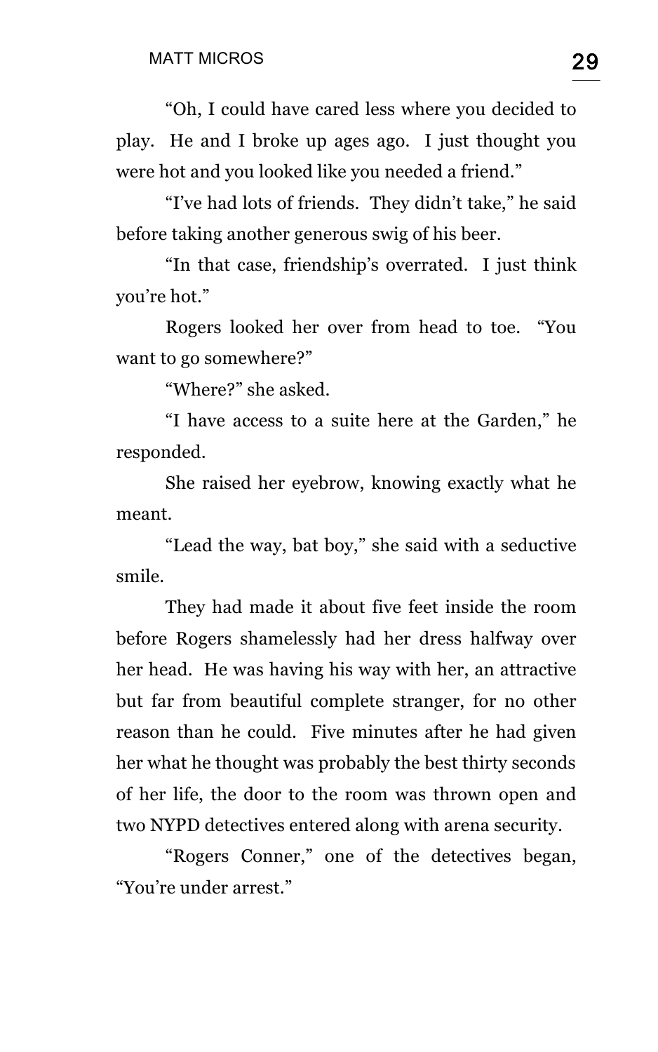"Oh, I could have cared less where you decided to play. He and I broke up ages ago. I just thought you were hot and you looked like you needed a friend."

"I've had lots of friends. They didn't take," he said before taking another generous swig of his beer.

"In that case, friendship's overrated. I just think you're hot."

Rogers looked her over from head to toe. "You want to go somewhere?"

"Where?" she asked.

"I have access to a suite here at the Garden," he responded.

She raised her eyebrow, knowing exactly what he meant.

"Lead the way, bat boy," she said with a seductive smile.

They had made it about five feet inside the room before Rogers shamelessly had her dress halfway over her head. He was having his way with her, an attractive but far from beautiful complete stranger, for no other reason than he could. Five minutes after he had given her what he thought was probably the best thirty seconds of her life, the door to the room was thrown open and two NYPD detectives entered along with arena security.

"Rogers Conner," one of the detectives began, "You're under arrest."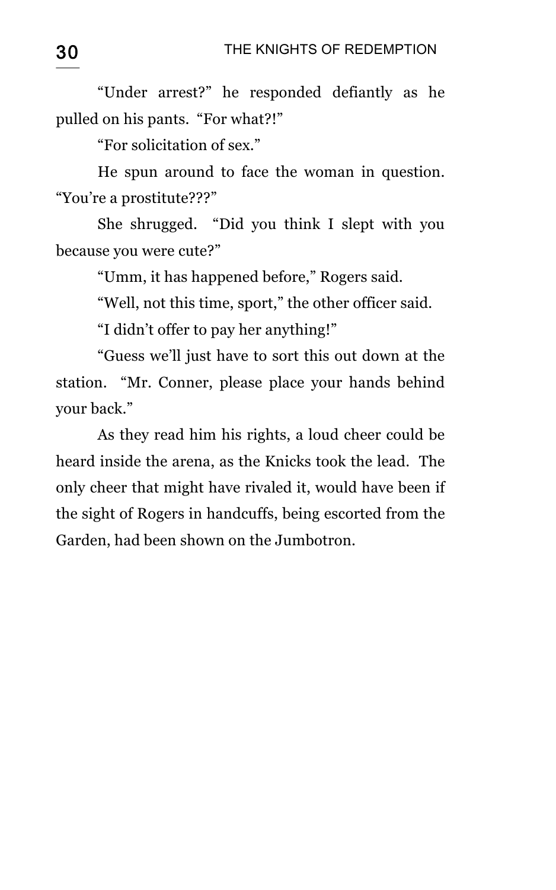"Under arrest?" he responded defiantly as he pulled on his pants. "For what?!"

"For solicitation of sex."

He spun around to face the woman in question. "You're a prostitute???"

She shrugged. "Did you think I slept with you because you were cute?"

"Umm, it has happened before," Rogers said.

"Well, not this time, sport," the other officer said.

"I didn't offer to pay her anything!"

"Guess we'll just have to sort this out down at the station. "Mr. Conner, please place your hands behind your back."

As they read him his rights, a loud cheer could be heard inside the arena, as the Knicks took the lead. The only cheer that might have rivaled it, would have been if the sight of Rogers in handcuffs, being escorted from the Garden, had been shown on the Jumbotron.